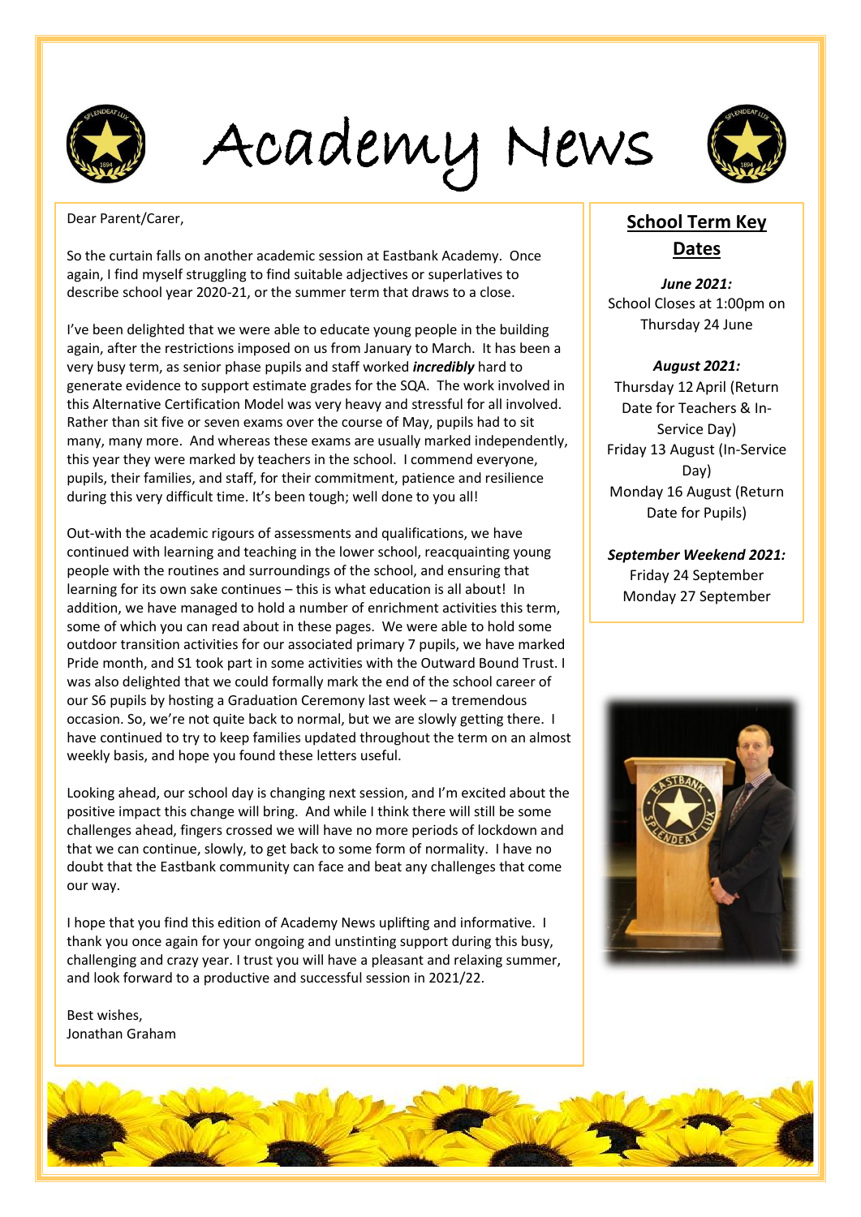# Academy News

Dear Parent/Carer,

So the curtain falls on another academic session at Eastbank Academy. Once again, I find myself struggling to find suitable adjectives or superlatives to describe school year 2020-21, or the summer term that draws to a close.

I've been delighted that we were able to educate young people in the building again, after the restrictions imposed on us from January to March. It has been a very busy term, as senior phase pupils and staff worked ***incredibly*** hard to generate evidence to support estimate grades for the SQA. The work involved in this Alternative Certification Model was very heavy and stressful for all involved. Rather than sit five or seven exams over the course of May, pupils had to sit many, many more. And whereas these exams are usually marked independently, this year they were marked by teachers in the school. I commend everyone, pupils, their families, and staff, for their commitment, patience and resilience during this very difficult time. It's been tough; well done to you all!

Out-with the academic rigours of assessments and qualifications, we have continued with learning and teaching in the lower school, reacquainting young people with the routines and surroundings of the school, and ensuring that learning for its own sake continues – this is what education is all about! In addition, we have managed to hold a number of enrichment activities this term, some of which you can read about in these pages. We were able to hold some outdoor transition activities for our associated primary 7 pupils, we have marked Pride month, and S1 took part in some activities with the Outward Bound Trust. I was also delighted that we could formally mark the end of the school career of our S6 pupils by hosting a Graduation Ceremony last week – a tremendous occasion. So, we're not quite back to normal, but we are slowly getting there. I have continued to try to keep families updated throughout the term on an almost weekly basis, and hope you found these letters useful.

Looking ahead, our school day is changing next session, and I'm excited about the positive impact this change will bring. And while I think there will still be some challenges ahead, fingers crossed we will have no more periods of lockdown and that we can continue, slowly, to get back to some form of normality. I have no doubt that the Eastbank community can face and beat any challenges that come our way.

I hope that you find this edition of Academy News uplifting and informative. I thank you once again for your ongoing and unstinting support during this busy, challenging and crazy year. I trust you will have a pleasant and relaxing summer, and look forward to a productive and successful session in 2021/22.

Best wishes,
Jonathan Graham

## School Term Key Dates

***June 2021:***
School Closes at 1:00pm on Thursday 24 June

***August 2021:***
Thursday 12 April (Return Date for Teachers & In-Service Day)
Friday 13 August (In-Service Day)
Monday 16 August (Return Date for Pupils)

***September Weekend 2021:***
Friday 24 September
Monday 27 September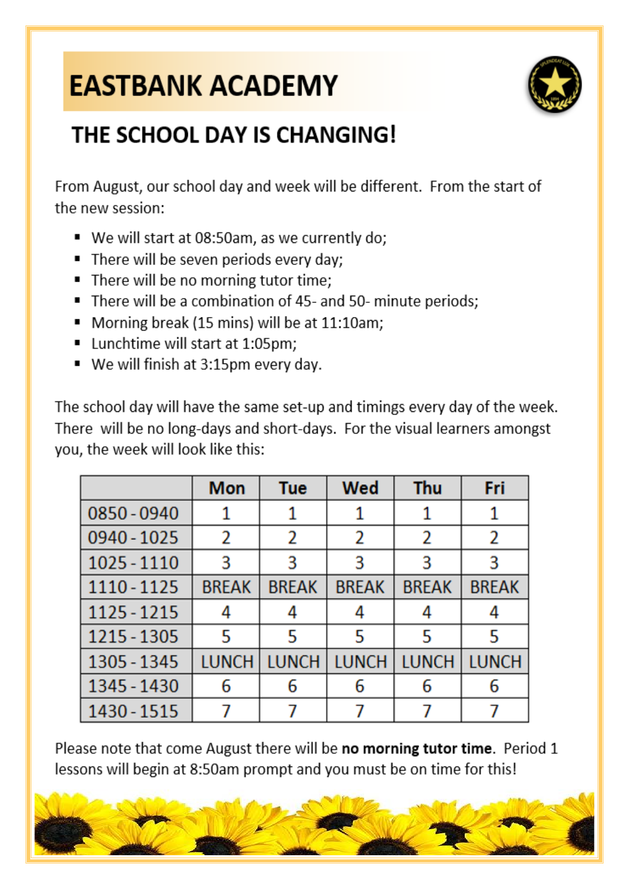# EASTBANK ACADEMY

## THE SCHOOL DAY IS CHANGING!

From August, our school day and week will be different. From the start of the new session:

- We will start at 08:50am, as we currently do;
- There will be seven periods every day;
- There will be no morning tutor time;
- There will be a combination of 45- and 50- minute periods;
- Morning break (15 mins) will be at 11:10am;
- Lunchtime will start at 1:05pm;
- We will finish at 3:15pm every day.

The school day will have the same set-up and timings every day of the week. There will be no long-days and short-days. For the visual learners amongst you, the week will look like this:

| | Mon | Tue | Wed | Thu | Fri |
|---|---|---|---|---|---|
| 0850 - 0940 | 1 | 1 | 1 | 1 | 1 |
| 0940 - 1025 | 2 | 2 | 2 | 2 | 2 |
| 1025 - 1110 | 3 | 3 | 3 | 3 | 3 |
| 1110 - 1125 | BREAK | BREAK | BREAK | BREAK | BREAK |
| 1125 - 1215 | 4 | 4 | 4 | 4 | 4 |
| 1215 - 1305 | 5 | 5 | 5 | 5 | 5 |
| 1305 - 1345 | LUNCH | LUNCH | LUNCH | LUNCH | LUNCH |
| 1345 - 1430 | 6 | 6 | 6 | 6 | 6 |
| 1430 - 1515 | 7 | 7 | 7 | 7 | 7 |

Please note that come August there will be **no morning tutor time**. Period 1 lessons will begin at 8:50am prompt and you must be on time for this!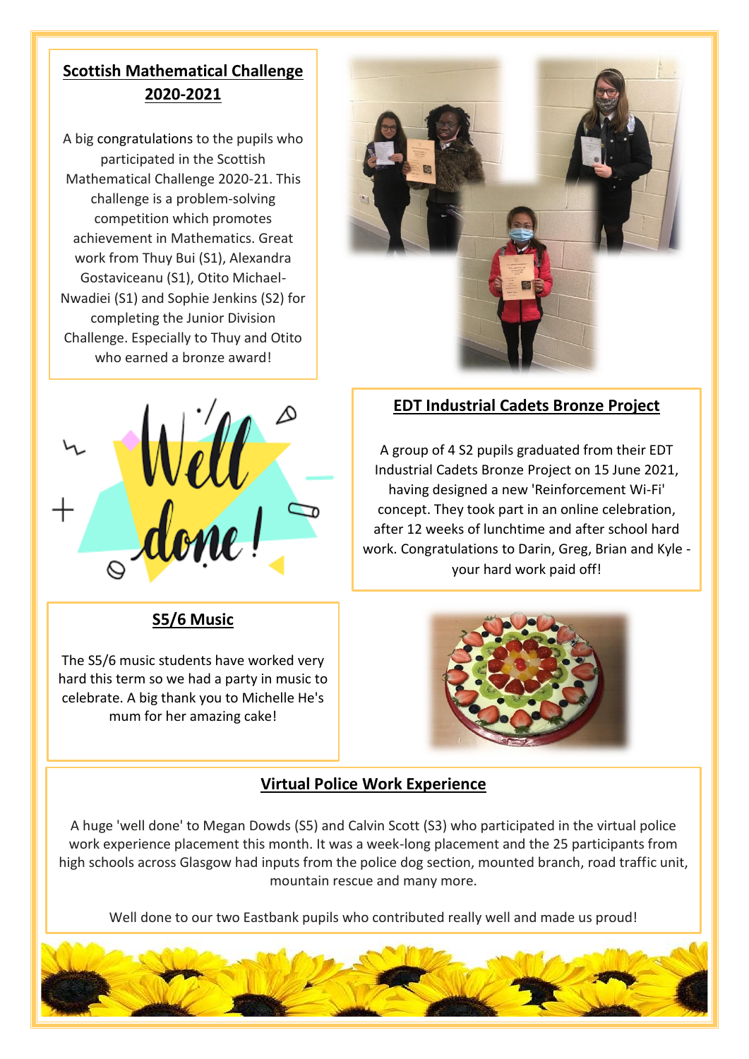## Scottish Mathematical Challenge 2020-2021

A big congratulations to the pupils who participated in the Scottish Mathematical Challenge 2020-21. This challenge is a problem-solving competition which promotes achievement in Mathematics. Great work from Thuy Bui (S1), Alexandra Gostaviceanu (S1), Otito Michael-Nwadiei (S1) and Sophie Jenkins (S2) for completing the Junior Division Challenge. Especially to Thuy and Otito who earned a bronze award!

## EDT Industrial Cadets Bronze Project

A group of 4 S2 pupils graduated from their EDT Industrial Cadets Bronze Project on 15 June 2021, having designed a new 'Reinforcement Wi-Fi' concept. They took part in an online celebration, after 12 weeks of lunchtime and after school hard work. Congratulations to Darin, Greg, Brian and Kyle - your hard work paid off!

## S5/6 Music

The S5/6 music students have worked very hard this term so we had a party in music to celebrate. A big thank you to Michelle He's mum for her amazing cake!

## Virtual Police Work Experience

A huge 'well done' to Megan Dowds (S5) and Calvin Scott (S3) who participated in the virtual police work experience placement this month. It was a week-long placement and the 25 participants from high schools across Glasgow had inputs from the police dog section, mounted branch, road traffic unit, mountain rescue and many more.

Well done to our two Eastbank pupils who contributed really well and made us proud!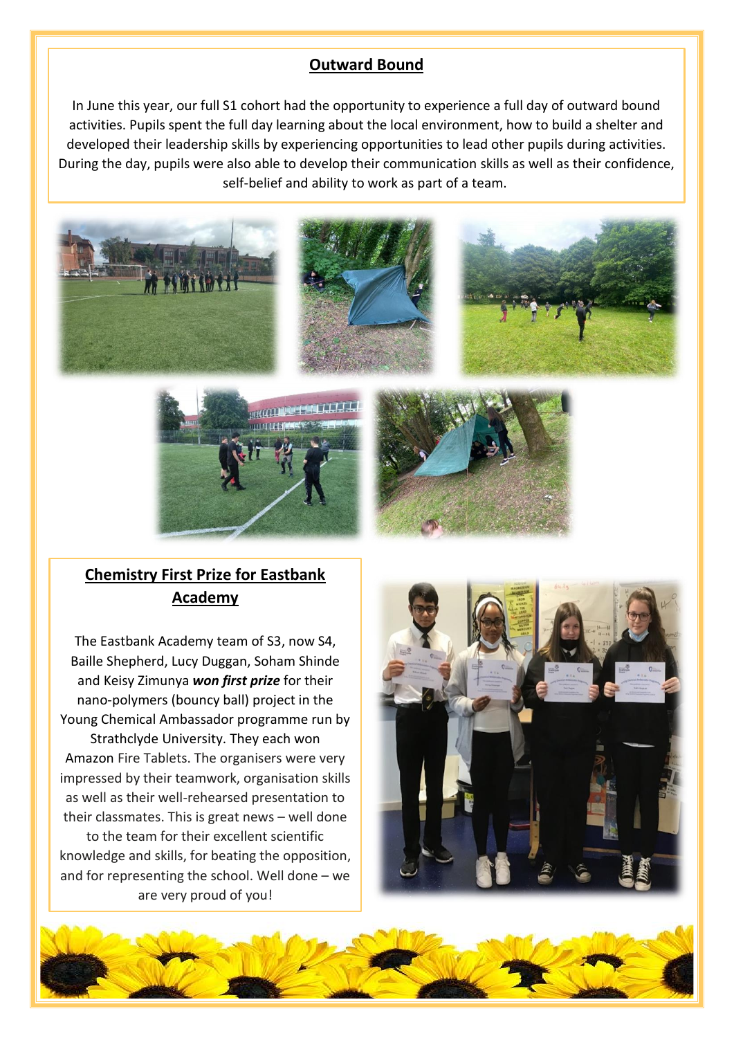## Outward Bound

In June this year, our full S1 cohort had the opportunity to experience a full day of outward bound activities. Pupils spent the full day learning about the local environment, how to build a shelter and developed their leadership skills by experiencing opportunities to lead other pupils during activities. During the day, pupils were also able to develop their communication skills as well as their confidence, self-belief and ability to work as part of a team.

## Chemistry First Prize for Eastbank Academy

The Eastbank Academy team of S3, now S4, Baille Shepherd, Lucy Duggan, Soham Shinde and Keisy Zimunya ***won first prize*** for their nano-polymers (bouncy ball) project in the Young Chemical Ambassador programme run by Strathclyde University. They each won Amazon Fire Tablets. The organisers were very impressed by their teamwork, organisation skills as well as their well-rehearsed presentation to their classmates. This is great news – well done to the team for their excellent scientific knowledge and skills, for beating the opposition, and for representing the school. Well done – we are very proud of you!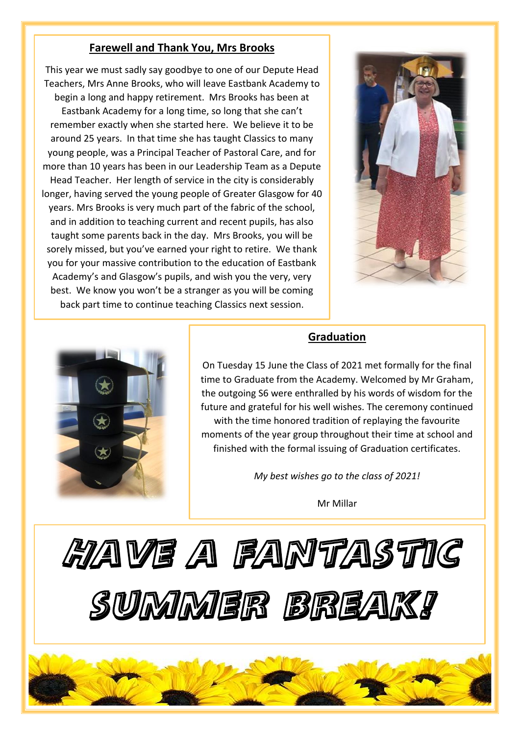## Farewell and Thank You, Mrs Brooks

This year we must sadly say goodbye to one of our Depute Head Teachers, Mrs Anne Brooks, who will leave Eastbank Academy to begin a long and happy retirement. Mrs Brooks has been at Eastbank Academy for a long time, so long that she can't remember exactly when she started here. We believe it to be around 25 years. In that time she has taught Classics to many young people, was a Principal Teacher of Pastoral Care, and for more than 10 years has been in our Leadership Team as a Depute Head Teacher. Her length of service in the city is considerably longer, having served the young people of Greater Glasgow for 40 years. Mrs Brooks is very much part of the fabric of the school, and in addition to teaching current and recent pupils, has also taught some parents back in the day. Mrs Brooks, you will be sorely missed, but you've earned your right to retire. We thank you for your massive contribution to the education of Eastbank Academy's and Glasgow's pupils, and wish you the very, very best. We know you won't be a stranger as you will be coming back part time to continue teaching Classics next session.

## Graduation

On Tuesday 15 June the Class of 2021 met formally for the final time to Graduate from the Academy. Welcomed by Mr Graham, the outgoing S6 were enthralled by his words of wisdom for the future and grateful for his well wishes. The ceremony continued with the time honored tradition of replaying the favourite moments of the year group throughout their time at school and finished with the formal issuing of Graduation certificates.

*My best wishes go to the class of 2021!*

Mr Millar

# HAVE A FANTASTIC SUMMER BREAK!